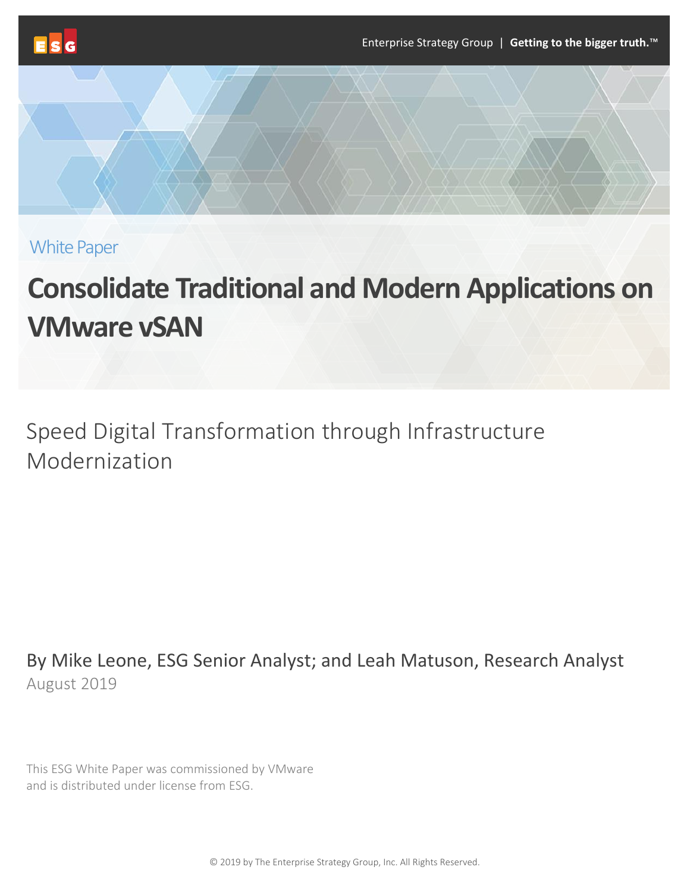White Paper

# Consolidate Traditional and Modern Applications on VMware vSAN

## Speed Digital Transformation through Infrastructure Modernization

By Mike Leone, ESG Senior Analyst; and Leah Matuson, Research Analyst

August 2019

This ESG White Paper was commissioned by VMware and is distributed under license from ESG.

© 2019 by The Enterprise Strategy Group, Inc. All Rights Reserved.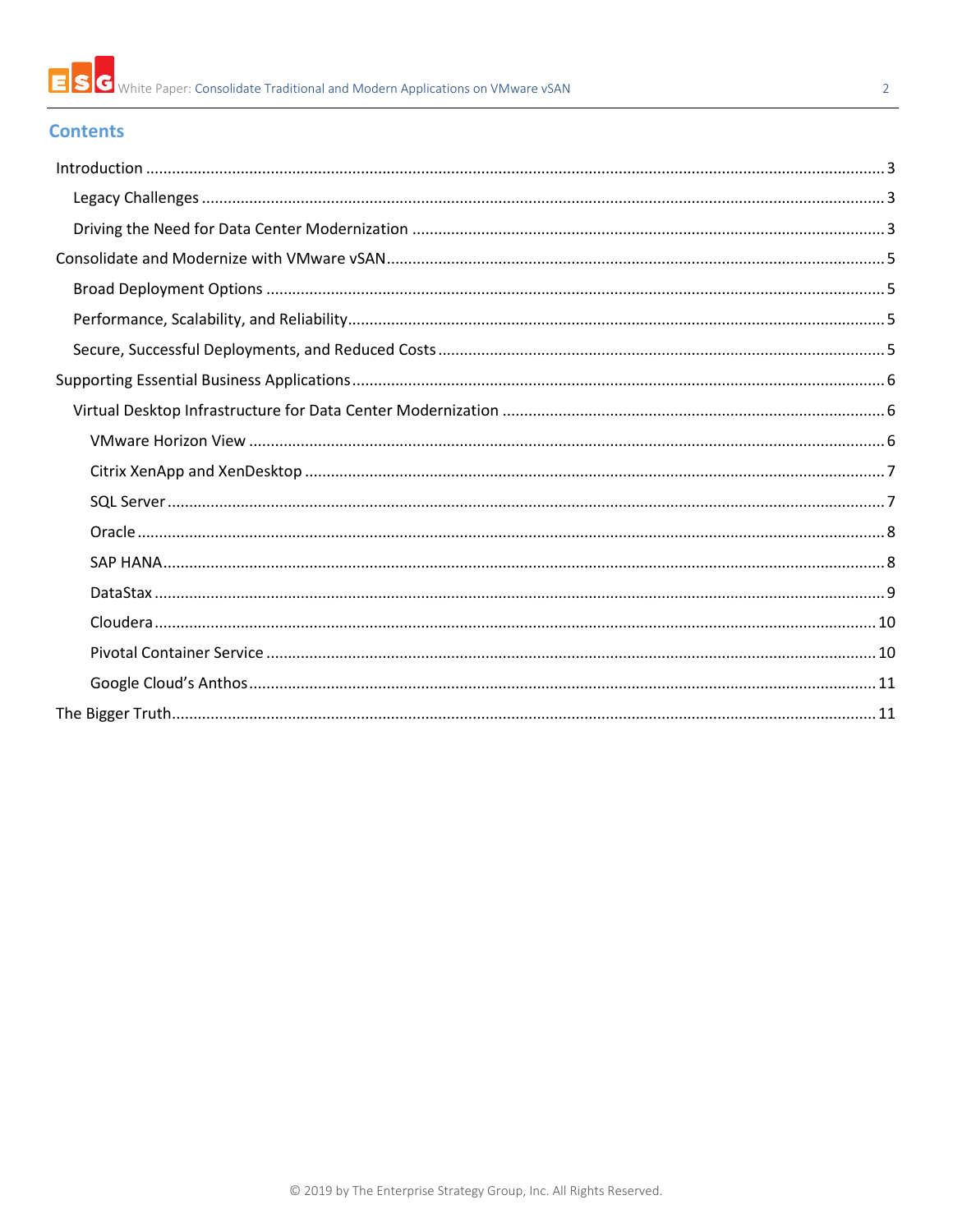## Contents

- Introduction ........................................................................................................................................ 3
  - Legacy Challenges ........................................................................................................................ 3
  - Driving the Need for Data Center Modernization ........................................................................ 3
- Consolidate and Modernize with VMware vSAN ................................................................................. 5
  - Broad Deployment Options ........................................................................................................... 5
  - Performance, Scalability, and Reliability ......................................................................................... 5
  - Secure, Successful Deployments, and Reduced Costs ..................................................................... 5
- Supporting Essential Business Applications ........................................................................................ 6
  - Virtual Desktop Infrastructure for Data Center Modernization ..................................................... 6
    - VMware Horizon View ............................................................................................................... 6
    - Citrix XenApp and XenDesktop .................................................................................................. 7
    - SQL Server ................................................................................................................................. 7
    - Oracle ........................................................................................................................................ 8
    - SAP HANA .................................................................................................................................. 8
    - DataStax .................................................................................................................................... 9
    - Cloudera .................................................................................................................................. 10
    - Pivotal Container Service .......................................................................................................... 10
    - Google Cloud's Anthos ............................................................................................................. 11
- The Bigger Truth ................................................................................................................................ 11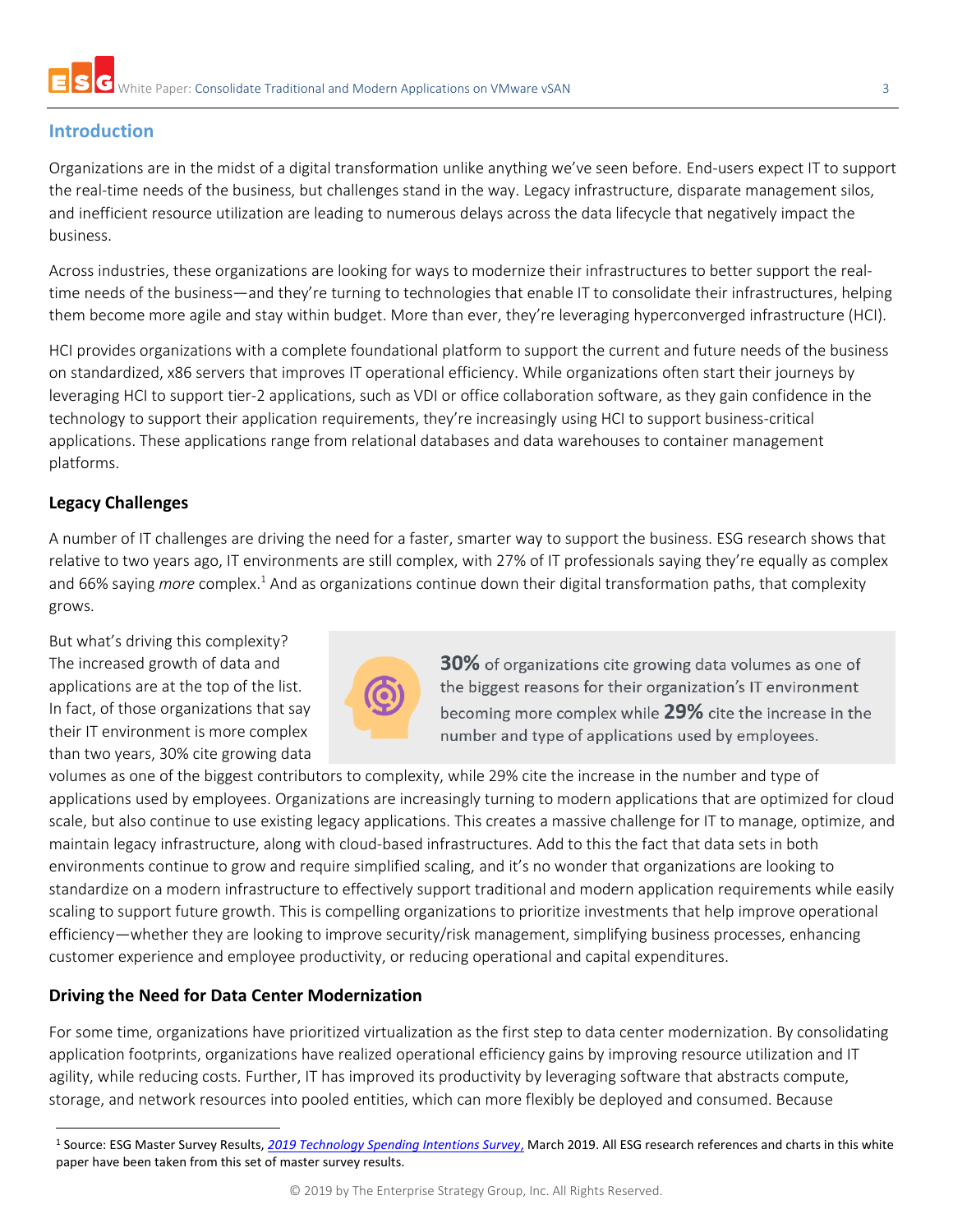## Introduction

Organizations are in the midst of a digital transformation unlike anything we've seen before. End-users expect IT to support the real-time needs of the business, but challenges stand in the way. Legacy infrastructure, disparate management silos, and inefficient resource utilization are leading to numerous delays across the data lifecycle that negatively impact the business.

Across industries, these organizations are looking for ways to modernize their infrastructures to better support the real-time needs of the business—and they're turning to technologies that enable IT to consolidate their infrastructures, helping them become more agile and stay within budget. More than ever, they're leveraging hyperconverged infrastructure (HCI).

HCI provides organizations with a complete foundational platform to support the current and future needs of the business on standardized, x86 servers that improves IT operational efficiency. While organizations often start their journeys by leveraging HCI to support tier-2 applications, such as VDI or office collaboration software, as they gain confidence in the technology to support their application requirements, they're increasingly using HCI to support business-critical applications. These applications range from relational databases and data warehouses to container management platforms.

### Legacy Challenges

A number of IT challenges are driving the need for a faster, smarter way to support the business. ESG research shows that relative to two years ago, IT environments are still complex, with 27% of IT professionals saying they're equally as complex and 66% saying *more* complex.[1] And as organizations continue down their digital transformation paths, that complexity grows.

> **30%** of organizations cite growing data volumes as one of the biggest reasons for their organization's IT environment becoming more complex while **29%** cite the increase in the number and type of applications used by employees.

But what's driving this complexity? The increased growth of data and applications are at the top of the list. In fact, of those organizations that say their IT environment is more complex than two years, 30% cite growing data volumes as one of the biggest contributors to complexity, while 29% cite the increase in the number and type of applications used by employees. Organizations are increasingly turning to modern applications that are optimized for cloud scale, but also continue to use existing legacy applications. This creates a massive challenge for IT to manage, optimize, and maintain legacy infrastructure, along with cloud-based infrastructures. Add to this the fact that data sets in both environments continue to grow and require simplified scaling, and it's no wonder that organizations are looking to standardize on a modern infrastructure to effectively support traditional and modern application requirements while easily scaling to support future growth. This is compelling organizations to prioritize investments that help improve operational efficiency—whether they are looking to improve security/risk management, simplifying business processes, enhancing customer experience and employee productivity, or reducing operational and capital expenditures.

### Driving the Need for Data Center Modernization

For some time, organizations have prioritized virtualization as the first step to data center modernization. By consolidating application footprints, organizations have realized operational efficiency gains by improving resource utilization and IT agility, while reducing costs. Further, IT has improved its productivity by leveraging software that abstracts compute, storage, and network resources into pooled entities, which can more flexibly be deployed and consumed. Because

---

[1] Source: ESG Master Survey Results, *2019 Technology Spending Intentions Survey*, March 2019. All ESG research references and charts in this white paper have been taken from this set of master survey results.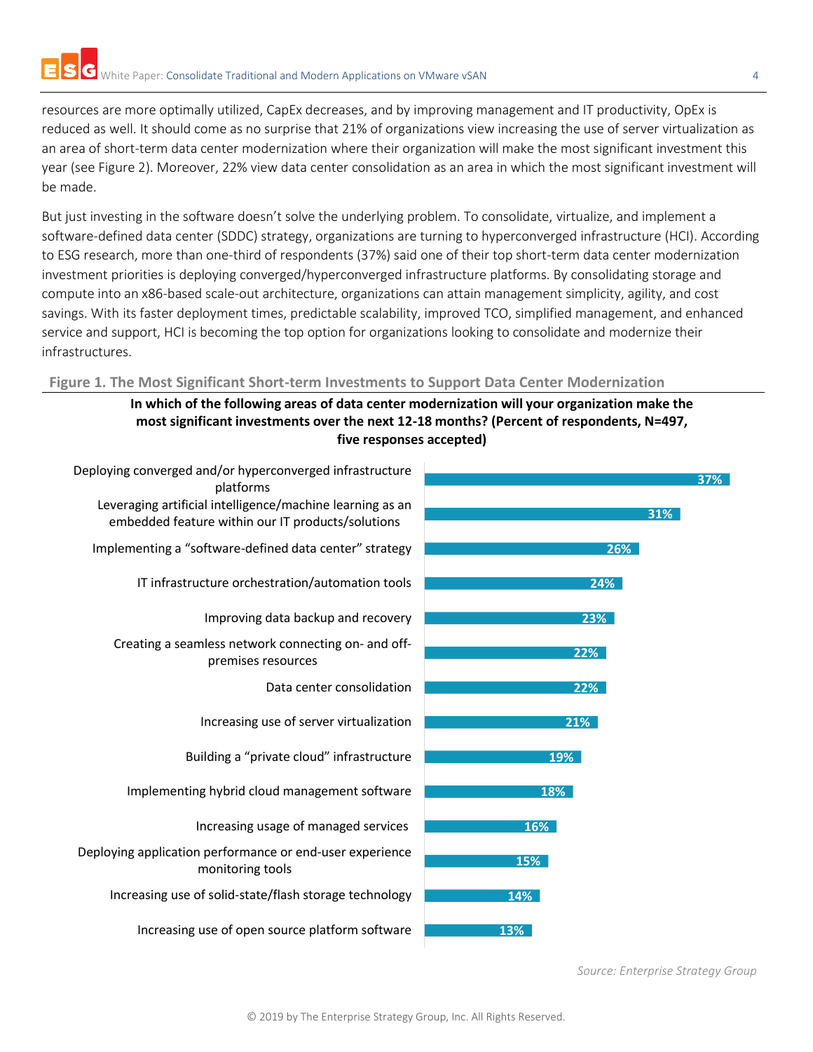resources are more optimally utilized, CapEx decreases, and by improving management and IT productivity, OpEx is reduced as well. It should come as no surprise that 21% of organizations view increasing the use of server virtualization as an area of short-term data center modernization where their organization will make the most significant investment this year (see Figure 2). Moreover, 22% view data center consolidation as an area in which the most significant investment will be made.

But just investing in the software doesn't solve the underlying problem. To consolidate, virtualize, and implement a software-defined data center (SDDC) strategy, organizations are turning to hyperconverged infrastructure (HCI). According to ESG research, more than one-third of respondents (37%) said one of their top short-term data center modernization investment priorities is deploying converged/hyperconverged infrastructure platforms. By consolidating storage and compute into an x86-based scale-out architecture, organizations can attain management simplicity, agility, and cost savings. With its faster deployment times, predictable scalability, improved TCO, simplified management, and enhanced service and support, HCI is becoming the top option for organizations looking to consolidate and modernize their infrastructures.

**Figure 1. The Most Significant Short-term Investments to Support Data Center Modernization**

**In which of the following areas of data center modernization will your organization make the most significant investments over the next 12-18 months? (Percent of respondents, N=497, five responses accepted)**

| Area | Percent |
|---|---|
| Deploying converged and/or hyperconverged infrastructure platforms | 37% |
| Leveraging artificial intelligence/machine learning as an embedded feature within our IT products/solutions | 31% |
| Implementing a "software-defined data center" strategy | 26% |
| IT infrastructure orchestration/automation tools | 24% |
| Improving data backup and recovery | 23% |
| Creating a seamless network connecting on- and off-premises resources | 22% |
| Data center consolidation | 22% |
| Increasing use of server virtualization | 21% |
| Building a "private cloud" infrastructure | 19% |
| Implementing hybrid cloud management software | 18% |
| Increasing usage of managed services | 16% |
| Deploying application performance or end-user experience monitoring tools | 15% |
| Increasing use of solid-state/flash storage technology | 14% |
| Increasing use of open source platform software | 13% |

*Source: Enterprise Strategy Group*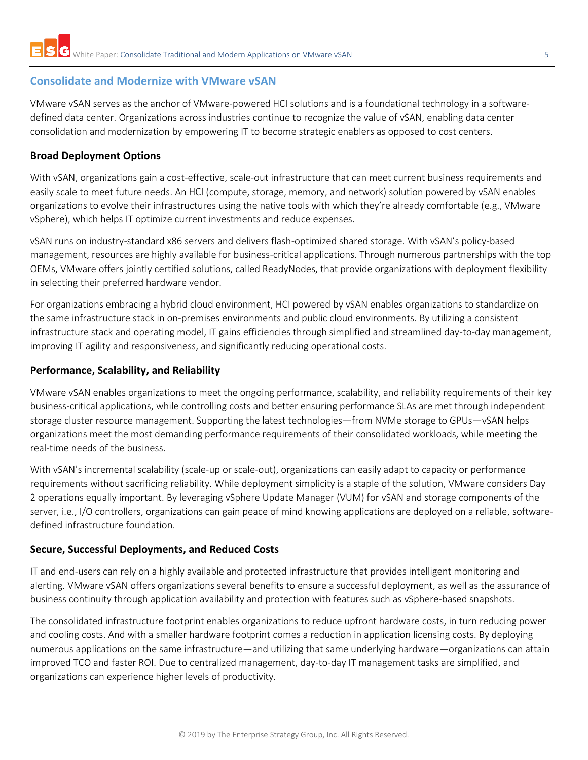## Consolidate and Modernize with VMware vSAN

VMware vSAN serves as the anchor of VMware-powered HCI solutions and is a foundational technology in a software-defined data center. Organizations across industries continue to recognize the value of vSAN, enabling data center consolidation and modernization by empowering IT to become strategic enablers as opposed to cost centers.

### Broad Deployment Options

With vSAN, organizations gain a cost-effective, scale-out infrastructure that can meet current business requirements and easily scale to meet future needs. An HCI (compute, storage, memory, and network) solution powered by vSAN enables organizations to evolve their infrastructures using the native tools with which they're already comfortable (e.g., VMware vSphere), which helps IT optimize current investments and reduce expenses.

vSAN runs on industry-standard x86 servers and delivers flash-optimized shared storage. With vSAN's policy-based management, resources are highly available for business-critical applications. Through numerous partnerships with the top OEMs, VMware offers jointly certified solutions, called ReadyNodes, that provide organizations with deployment flexibility in selecting their preferred hardware vendor.

For organizations embracing a hybrid cloud environment, HCI powered by vSAN enables organizations to standardize on the same infrastructure stack in on-premises environments and public cloud environments. By utilizing a consistent infrastructure stack and operating model, IT gains efficiencies through simplified and streamlined day-to-day management, improving IT agility and responsiveness, and significantly reducing operational costs.

### Performance, Scalability, and Reliability

VMware vSAN enables organizations to meet the ongoing performance, scalability, and reliability requirements of their key business-critical applications, while controlling costs and better ensuring performance SLAs are met through independent storage cluster resource management. Supporting the latest technologies—from NVMe storage to GPUs—vSAN helps organizations meet the most demanding performance requirements of their consolidated workloads, while meeting the real-time needs of the business.

With vSAN's incremental scalability (scale-up or scale-out), organizations can easily adapt to capacity or performance requirements without sacrificing reliability. While deployment simplicity is a staple of the solution, VMware considers Day 2 operations equally important. By leveraging vSphere Update Manager (VUM) for vSAN and storage components of the server, i.e., I/O controllers, organizations can gain peace of mind knowing applications are deployed on a reliable, software-defined infrastructure foundation.

### Secure, Successful Deployments, and Reduced Costs

IT and end-users can rely on a highly available and protected infrastructure that provides intelligent monitoring and alerting. VMware vSAN offers organizations several benefits to ensure a successful deployment, as well as the assurance of business continuity through application availability and protection with features such as vSphere-based snapshots.

The consolidated infrastructure footprint enables organizations to reduce upfront hardware costs, in turn reducing power and cooling costs. And with a smaller hardware footprint comes a reduction in application licensing costs. By deploying numerous applications on the same infrastructure—and utilizing that same underlying hardware—organizations can attain improved TCO and faster ROI. Due to centralized management, day-to-day IT management tasks are simplified, and organizations can experience higher levels of productivity.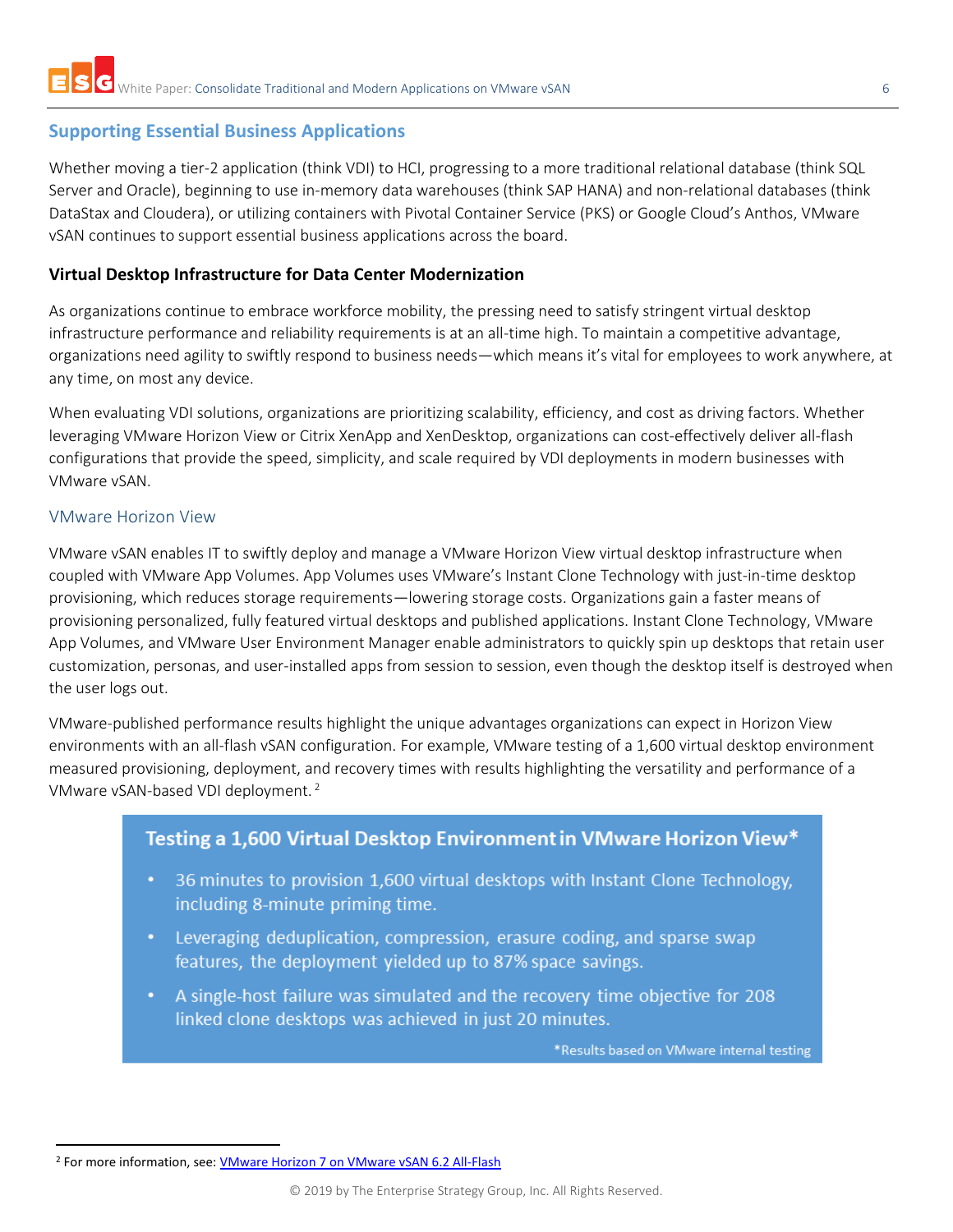## Supporting Essential Business Applications

Whether moving a tier-2 application (think VDI) to HCI, progressing to a more traditional relational database (think SQL Server and Oracle), beginning to use in-memory data warehouses (think SAP HANA) and non-relational databases (think DataStax and Cloudera), or utilizing containers with Pivotal Container Service (PKS) or Google Cloud's Anthos, VMware vSAN continues to support essential business applications across the board.

### Virtual Desktop Infrastructure for Data Center Modernization

As organizations continue to embrace workforce mobility, the pressing need to satisfy stringent virtual desktop infrastructure performance and reliability requirements is at an all-time high. To maintain a competitive advantage, organizations need agility to swiftly respond to business needs—which means it's vital for employees to work anywhere, at any time, on most any device.

When evaluating VDI solutions, organizations are prioritizing scalability, efficiency, and cost as driving factors. Whether leveraging VMware Horizon View or Citrix XenApp and XenDesktop, organizations can cost-effectively deliver all-flash configurations that provide the speed, simplicity, and scale required by VDI deployments in modern businesses with VMware vSAN.

#### VMware Horizon View

VMware vSAN enables IT to swiftly deploy and manage a VMware Horizon View virtual desktop infrastructure when coupled with VMware App Volumes. App Volumes uses VMware's Instant Clone Technology with just-in-time desktop provisioning, which reduces storage requirements—lowering storage costs. Organizations gain a faster means of provisioning personalized, fully featured virtual desktops and published applications. Instant Clone Technology, VMware App Volumes, and VMware User Environment Manager enable administrators to quickly spin up desktops that retain user customization, personas, and user-installed apps from session to session, even though the desktop itself is destroyed when the user logs out.

VMware-published performance results highlight the unique advantages organizations can expect in Horizon View environments with an all-flash vSAN configuration. For example, VMware testing of a 1,600 virtual desktop environment measured provisioning, deployment, and recovery times with results highlighting the versatility and performance of a VMware vSAN-based VDI deployment. [2]

**Testing a 1,600 Virtual Desktop Environment in VMware Horizon View***

- 36 minutes to provision 1,600 virtual desktops with Instant Clone Technology, including 8-minute priming time.
- Leveraging deduplication, compression, erasure coding, and sparse swap features, the deployment yielded up to 87% space savings.
- A single-host failure was simulated and the recovery time objective for 208 linked clone desktops was achieved in just 20 minutes.

*Results based on VMware internal testing

[2] For more information, see: VMware Horizon 7 on VMware vSAN 6.2 All-Flash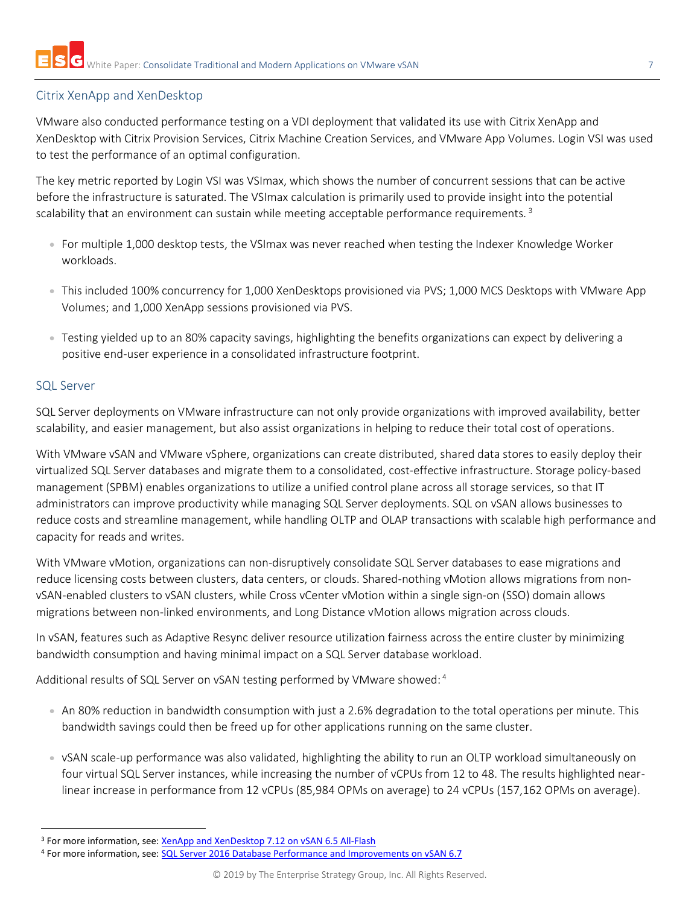## Citrix XenApp and XenDesktop

VMware also conducted performance testing on a VDI deployment that validated its use with Citrix XenApp and XenDesktop with Citrix Provision Services, Citrix Machine Creation Services, and VMware App Volumes. Login VSI was used to test the performance of an optimal configuration.

The key metric reported by Login VSI was VSImax, which shows the number of concurrent sessions that can be active before the infrastructure is saturated. The VSImax calculation is primarily used to provide insight into the potential scalability that an environment can sustain while meeting acceptable performance requirements. [3]

- For multiple 1,000 desktop tests, the VSImax was never reached when testing the Indexer Knowledge Worker workloads.
- This included 100% concurrency for 1,000 XenDesktops provisioned via PVS; 1,000 MCS Desktops with VMware App Volumes; and 1,000 XenApp sessions provisioned via PVS.
- Testing yielded up to an 80% capacity savings, highlighting the benefits organizations can expect by delivering a positive end-user experience in a consolidated infrastructure footprint.

## SQL Server

SQL Server deployments on VMware infrastructure can not only provide organizations with improved availability, better scalability, and easier management, but also assist organizations in helping to reduce their total cost of operations.

With VMware vSAN and VMware vSphere, organizations can create distributed, shared data stores to easily deploy their virtualized SQL Server databases and migrate them to a consolidated, cost-effective infrastructure. Storage policy-based management (SPBM) enables organizations to utilize a unified control plane across all storage services, so that IT administrators can improve productivity while managing SQL Server deployments. SQL on vSAN allows businesses to reduce costs and streamline management, while handling OLTP and OLAP transactions with scalable high performance and capacity for reads and writes.

With VMware vMotion, organizations can non-disruptively consolidate SQL Server databases to ease migrations and reduce licensing costs between clusters, data centers, or clouds. Shared-nothing vMotion allows migrations from non-vSAN-enabled clusters to vSAN clusters, while Cross vCenter vMotion within a single sign-on (SSO) domain allows migrations between non-linked environments, and Long Distance vMotion allows migration across clouds.

In vSAN, features such as Adaptive Resync deliver resource utilization fairness across the entire cluster by minimizing bandwidth consumption and having minimal impact on a SQL Server database workload.

Additional results of SQL Server on vSAN testing performed by VMware showed: [4]

- An 80% reduction in bandwidth consumption with just a 2.6% degradation to the total operations per minute. This bandwidth savings could then be freed up for other applications running on the same cluster.
- vSAN scale-up performance was also validated, highlighting the ability to run an OLTP workload simultaneously on four virtual SQL Server instances, while increasing the number of vCPUs from 12 to 48. The results highlighted near-linear increase in performance from 12 vCPUs (85,984 OPMs on average) to 24 vCPUs (157,162 OPMs on average).

---

[3] For more information, see: XenApp and XenDesktop 7.12 on vSAN 6.5 All-Flash

[4] For more information, see: SQL Server 2016 Database Performance and Improvements on vSAN 6.7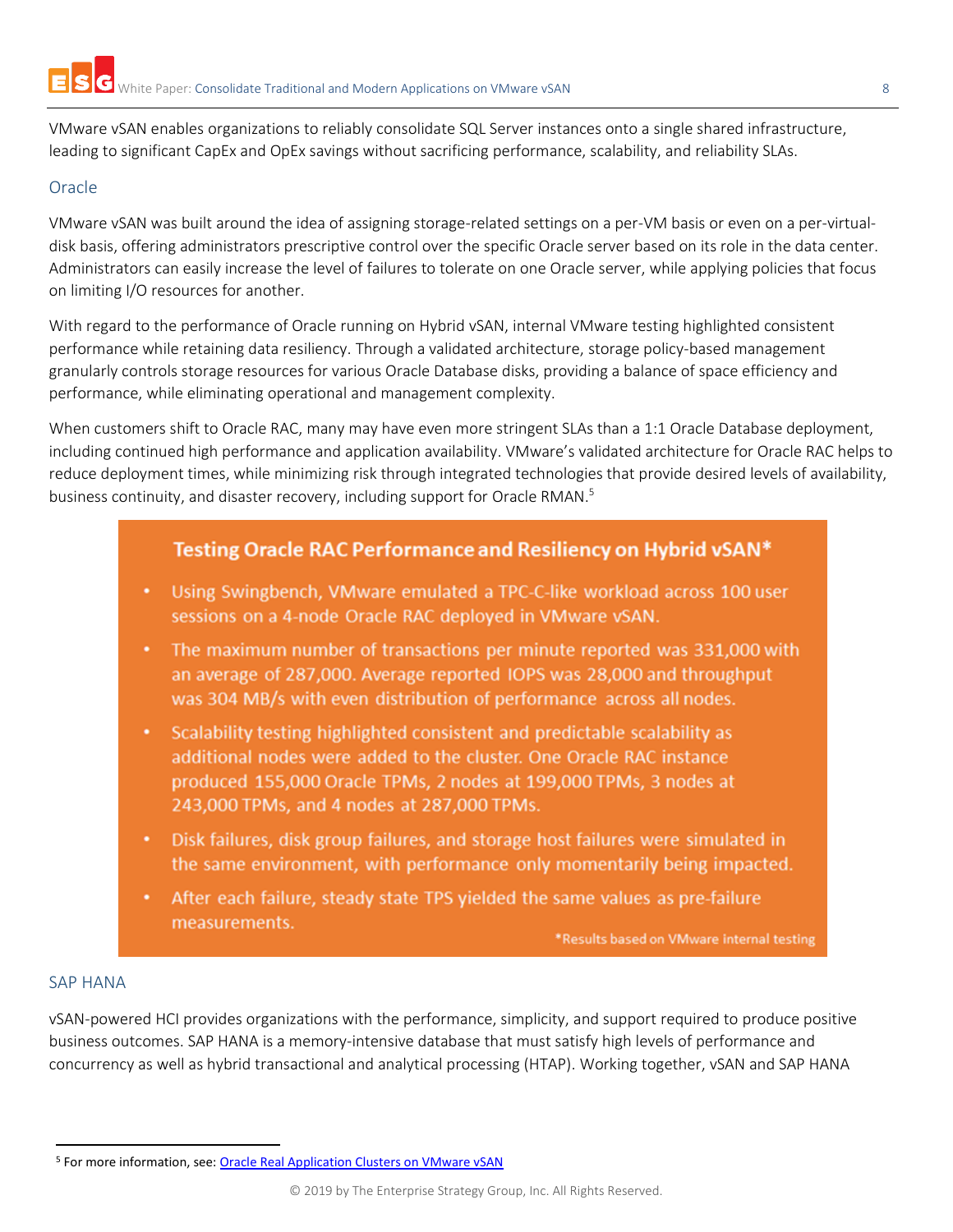VMware vSAN enables organizations to reliably consolidate SQL Server instances onto a single shared infrastructure, leading to significant CapEx and OpEx savings without sacrificing performance, scalability, and reliability SLAs.

## Oracle

VMware vSAN was built around the idea of assigning storage-related settings on a per-VM basis or even on a per-virtual-disk basis, offering administrators prescriptive control over the specific Oracle server based on its role in the data center. Administrators can easily increase the level of failures to tolerate on one Oracle server, while applying policies that focus on limiting I/O resources for another.

With regard to the performance of Oracle running on Hybrid vSAN, internal VMware testing highlighted consistent performance while retaining data resiliency. Through a validated architecture, storage policy-based management granularly controls storage resources for various Oracle Database disks, providing a balance of space efficiency and performance, while eliminating operational and management complexity.

When customers shift to Oracle RAC, many may have even more stringent SLAs than a 1:1 Oracle Database deployment, including continued high performance and application availability. VMware's validated architecture for Oracle RAC helps to reduce deployment times, while minimizing risk through integrated technologies that provide desired levels of availability, business continuity, and disaster recovery, including support for Oracle RMAN.[5]

### Testing Oracle RAC Performance and Resiliency on Hybrid vSAN*

- Using Swingbench, VMware emulated a TPC-C-like workload across 100 user sessions on a 4-node Oracle RAC deployed in VMware vSAN.
- The maximum number of transactions per minute reported was 331,000 with an average of 287,000. Average reported IOPS was 28,000 and throughput was 304 MB/s with even distribution of performance across all nodes.
- Scalability testing highlighted consistent and predictable scalability as additional nodes were added to the cluster. One Oracle RAC instance produced 155,000 Oracle TPMs, 2 nodes at 199,000 TPMs, 3 nodes at 243,000 TPMs, and 4 nodes at 287,000 TPMs.
- Disk failures, disk group failures, and storage host failures were simulated in the same environment, with performance only momentarily being impacted.
- After each failure, steady state TPS yielded the same values as pre-failure measurements.

*Results based on VMware internal testing

## SAP HANA

vSAN-powered HCI provides organizations with the performance, simplicity, and support required to produce positive business outcomes. SAP HANA is a memory-intensive database that must satisfy high levels of performance and concurrency as well as hybrid transactional and analytical processing (HTAP). Working together, vSAN and SAP HANA

[5] For more information, see: Oracle Real Application Clusters on VMware vSAN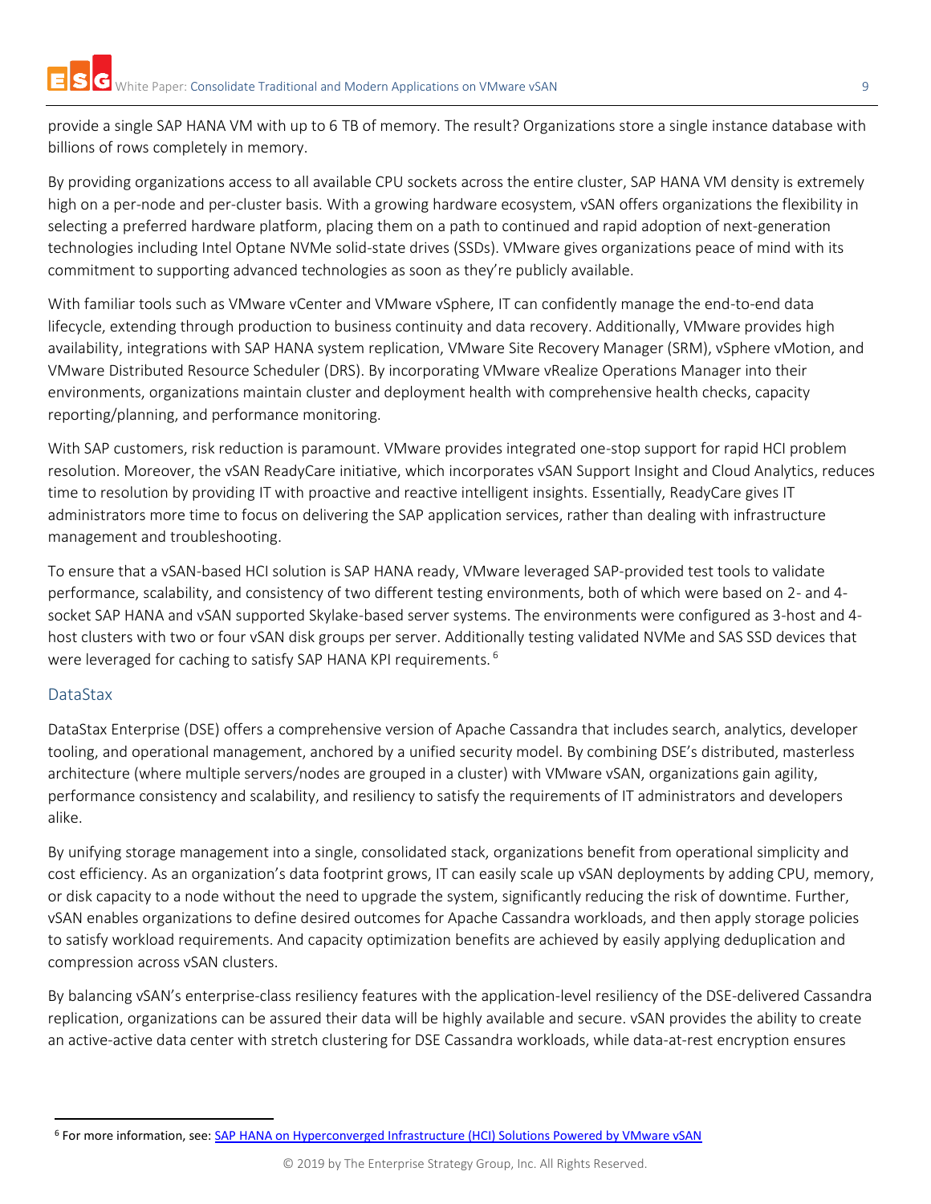provide a single SAP HANA VM with up to 6 TB of memory. The result? Organizations store a single instance database with billions of rows completely in memory.

By providing organizations access to all available CPU sockets across the entire cluster, SAP HANA VM density is extremely high on a per-node and per-cluster basis. With a growing hardware ecosystem, vSAN offers organizations the flexibility in selecting a preferred hardware platform, placing them on a path to continued and rapid adoption of next-generation technologies including Intel Optane NVMe solid-state drives (SSDs). VMware gives organizations peace of mind with its commitment to supporting advanced technologies as soon as they're publicly available.

With familiar tools such as VMware vCenter and VMware vSphere, IT can confidently manage the end-to-end data lifecycle, extending through production to business continuity and data recovery. Additionally, VMware provides high availability, integrations with SAP HANA system replication, VMware Site Recovery Manager (SRM), vSphere vMotion, and VMware Distributed Resource Scheduler (DRS). By incorporating VMware vRealize Operations Manager into their environments, organizations maintain cluster and deployment health with comprehensive health checks, capacity reporting/planning, and performance monitoring.

With SAP customers, risk reduction is paramount. VMware provides integrated one-stop support for rapid HCI problem resolution. Moreover, the vSAN ReadyCare initiative, which incorporates vSAN Support Insight and Cloud Analytics, reduces time to resolution by providing IT with proactive and reactive intelligent insights. Essentially, ReadyCare gives IT administrators more time to focus on delivering the SAP application services, rather than dealing with infrastructure management and troubleshooting.

To ensure that a vSAN-based HCI solution is SAP HANA ready, VMware leveraged SAP-provided test tools to validate performance, scalability, and consistency of two different testing environments, both of which were based on 2- and 4-socket SAP HANA and vSAN supported Skylake-based server systems. The environments were configured as 3-host and 4-host clusters with two or four vSAN disk groups per server. Additionally testing validated NVMe and SAS SSD devices that were leveraged for caching to satisfy SAP HANA KPI requirements. [6]

### DataStax

DataStax Enterprise (DSE) offers a comprehensive version of Apache Cassandra that includes search, analytics, developer tooling, and operational management, anchored by a unified security model. By combining DSE's distributed, masterless architecture (where multiple servers/nodes are grouped in a cluster) with VMware vSAN, organizations gain agility, performance consistency and scalability, and resiliency to satisfy the requirements of IT administrators and developers alike.

By unifying storage management into a single, consolidated stack, organizations benefit from operational simplicity and cost efficiency. As an organization's data footprint grows, IT can easily scale up vSAN deployments by adding CPU, memory, or disk capacity to a node without the need to upgrade the system, significantly reducing the risk of downtime. Further, vSAN enables organizations to define desired outcomes for Apache Cassandra workloads, and then apply storage policies to satisfy workload requirements. And capacity optimization benefits are achieved by easily applying deduplication and compression across vSAN clusters.

By balancing vSAN's enterprise-class resiliency features with the application-level resiliency of the DSE-delivered Cassandra replication, organizations can be assured their data will be highly available and secure. vSAN provides the ability to create an active-active data center with stretch clustering for DSE Cassandra workloads, while data-at-rest encryption ensures

[6] For more information, see: SAP HANA on Hyperconverged Infrastructure (HCI) Solutions Powered by VMware vSAN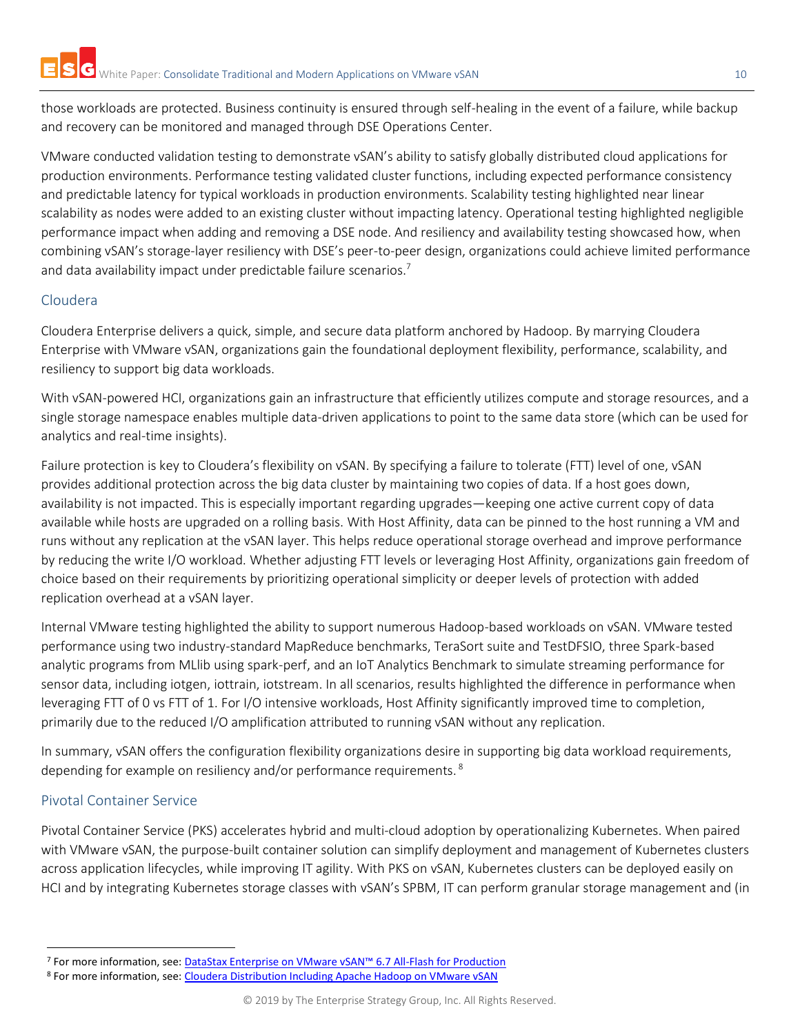those workloads are protected. Business continuity is ensured through self-healing in the event of a failure, while backup and recovery can be monitored and managed through DSE Operations Center.

VMware conducted validation testing to demonstrate vSAN's ability to satisfy globally distributed cloud applications for production environments. Performance testing validated cluster functions, including expected performance consistency and predictable latency for typical workloads in production environments. Scalability testing highlighted near linear scalability as nodes were added to an existing cluster without impacting latency. Operational testing highlighted negligible performance impact when adding and removing a DSE node. And resiliency and availability testing showcased how, when combining vSAN's storage-layer resiliency with DSE's peer-to-peer design, organizations could achieve limited performance and data availability impact under predictable failure scenarios.[7]

## Cloudera

Cloudera Enterprise delivers a quick, simple, and secure data platform anchored by Hadoop. By marrying Cloudera Enterprise with VMware vSAN, organizations gain the foundational deployment flexibility, performance, scalability, and resiliency to support big data workloads.

With vSAN-powered HCI, organizations gain an infrastructure that efficiently utilizes compute and storage resources, and a single storage namespace enables multiple data-driven applications to point to the same data store (which can be used for analytics and real-time insights).

Failure protection is key to Cloudera's flexibility on vSAN. By specifying a failure to tolerate (FTT) level of one, vSAN provides additional protection across the big data cluster by maintaining two copies of data. If a host goes down, availability is not impacted. This is especially important regarding upgrades—keeping one active current copy of data available while hosts are upgraded on a rolling basis. With Host Affinity, data can be pinned to the host running a VM and runs without any replication at the vSAN layer. This helps reduce operational storage overhead and improve performance by reducing the write I/O workload. Whether adjusting FTT levels or leveraging Host Affinity, organizations gain freedom of choice based on their requirements by prioritizing operational simplicity or deeper levels of protection with added replication overhead at a vSAN layer.

Internal VMware testing highlighted the ability to support numerous Hadoop-based workloads on vSAN. VMware tested performance using two industry-standard MapReduce benchmarks, TeraSort suite and TestDFSIO, three Spark-based analytic programs from MLlib using spark-perf, and an IoT Analytics Benchmark to simulate streaming performance for sensor data, including iotgen, iottrain, iotstream. In all scenarios, results highlighted the difference in performance when leveraging FTT of 0 vs FTT of 1. For I/O intensive workloads, Host Affinity significantly improved time to completion, primarily due to the reduced I/O amplification attributed to running vSAN without any replication.

In summary, vSAN offers the configuration flexibility organizations desire in supporting big data workload requirements, depending for example on resiliency and/or performance requirements.[8]

## Pivotal Container Service

Pivotal Container Service (PKS) accelerates hybrid and multi-cloud adoption by operationalizing Kubernetes. When paired with VMware vSAN, the purpose-built container solution can simplify deployment and management of Kubernetes clusters across application lifecycles, while improving IT agility. With PKS on vSAN, Kubernetes clusters can be deployed easily on HCI and by integrating Kubernetes storage classes with vSAN's SPBM, IT can perform granular storage management and (in

---

[7] For more information, see: DataStax Enterprise on VMware vSAN™ 6.7 All-Flash for Production

[8] For more information, see: Cloudera Distribution Including Apache Hadoop on VMware vSAN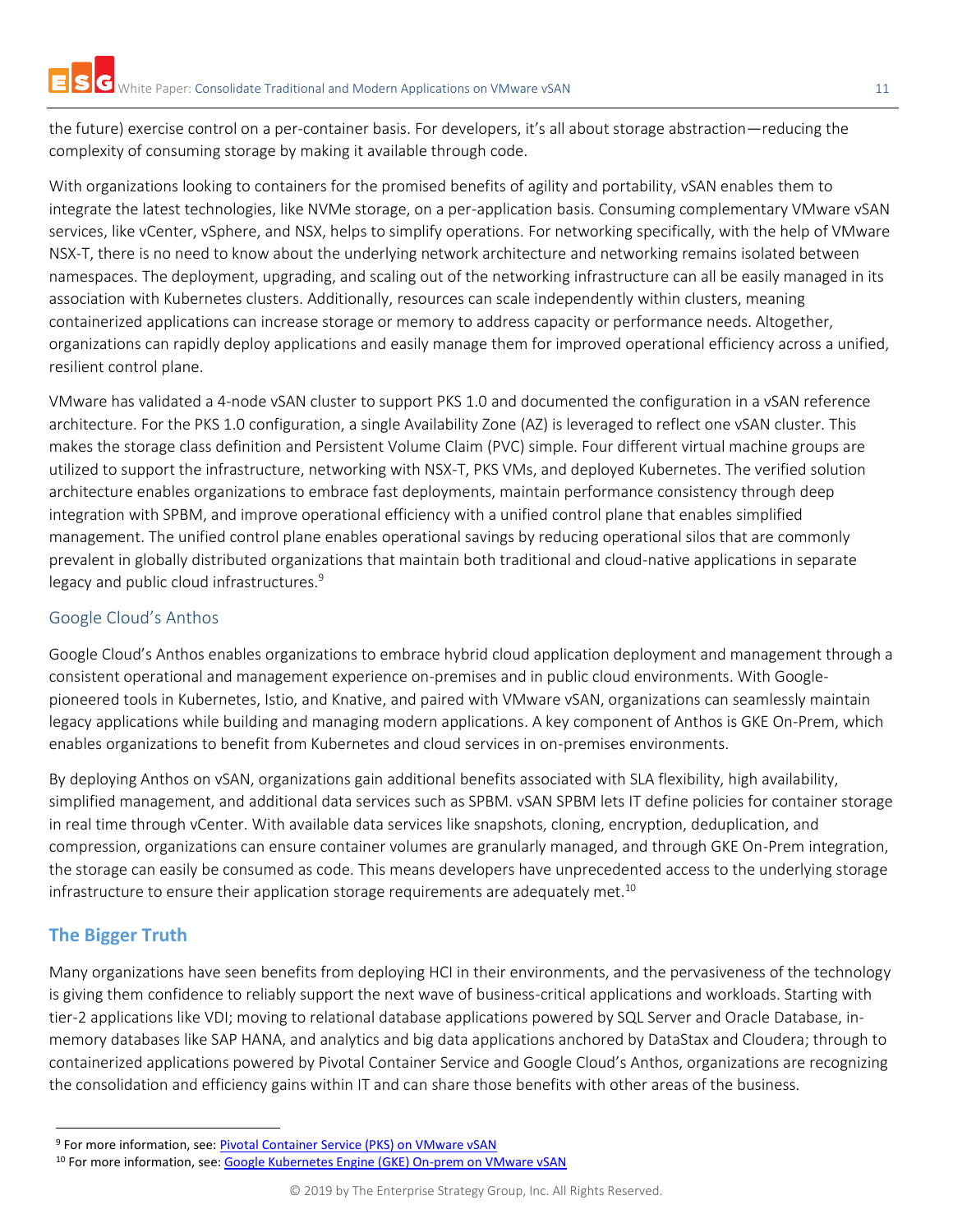the future) exercise control on a per-container basis. For developers, it's all about storage abstraction—reducing the complexity of consuming storage by making it available through code.

With organizations looking to containers for the promised benefits of agility and portability, vSAN enables them to integrate the latest technologies, like NVMe storage, on a per-application basis. Consuming complementary VMware vSAN services, like vCenter, vSphere, and NSX, helps to simplify operations. For networking specifically, with the help of VMware NSX-T, there is no need to know about the underlying network architecture and networking remains isolated between namespaces. The deployment, upgrading, and scaling out of the networking infrastructure can all be easily managed in its association with Kubernetes clusters. Additionally, resources can scale independently within clusters, meaning containerized applications can increase storage or memory to address capacity or performance needs. Altogether, organizations can rapidly deploy applications and easily manage them for improved operational efficiency across a unified, resilient control plane.

VMware has validated a 4-node vSAN cluster to support PKS 1.0 and documented the configuration in a vSAN reference architecture. For the PKS 1.0 configuration, a single Availability Zone (AZ) is leveraged to reflect one vSAN cluster. This makes the storage class definition and Persistent Volume Claim (PVC) simple. Four different virtual machine groups are utilized to support the infrastructure, networking with NSX-T, PKS VMs, and deployed Kubernetes. The verified solution architecture enables organizations to embrace fast deployments, maintain performance consistency through deep integration with SPBM, and improve operational efficiency with a unified control plane that enables simplified management. The unified control plane enables operational savings by reducing operational silos that are commonly prevalent in globally distributed organizations that maintain both traditional and cloud-native applications in separate legacy and public cloud infrastructures.[9]

### Google Cloud's Anthos

Google Cloud's Anthos enables organizations to embrace hybrid cloud application deployment and management through a consistent operational and management experience on-premises and in public cloud environments. With Google-pioneered tools in Kubernetes, Istio, and Knative, and paired with VMware vSAN, organizations can seamlessly maintain legacy applications while building and managing modern applications. A key component of Anthos is GKE On-Prem, which enables organizations to benefit from Kubernetes and cloud services in on-premises environments.

By deploying Anthos on vSAN, organizations gain additional benefits associated with SLA flexibility, high availability, simplified management, and additional data services such as SPBM. vSAN SPBM lets IT define policies for container storage in real time through vCenter. With available data services like snapshots, cloning, encryption, deduplication, and compression, organizations can ensure container volumes are granularly managed, and through GKE On-Prem integration, the storage can easily be consumed as code. This means developers have unprecedented access to the underlying storage infrastructure to ensure their application storage requirements are adequately met.[10]

## The Bigger Truth

Many organizations have seen benefits from deploying HCI in their environments, and the pervasiveness of the technology is giving them confidence to reliably support the next wave of business-critical applications and workloads. Starting with tier-2 applications like VDI; moving to relational database applications powered by SQL Server and Oracle Database, in-memory databases like SAP HANA, and analytics and big data applications anchored by DataStax and Cloudera; through to containerized applications powered by Pivotal Container Service and Google Cloud's Anthos, organizations are recognizing the consolidation and efficiency gains within IT and can share those benefits with other areas of the business.

---

[9] For more information, see: Pivotal Container Service (PKS) on VMware vSAN

[10] For more information, see: Google Kubernetes Engine (GKE) On-prem on VMware vSAN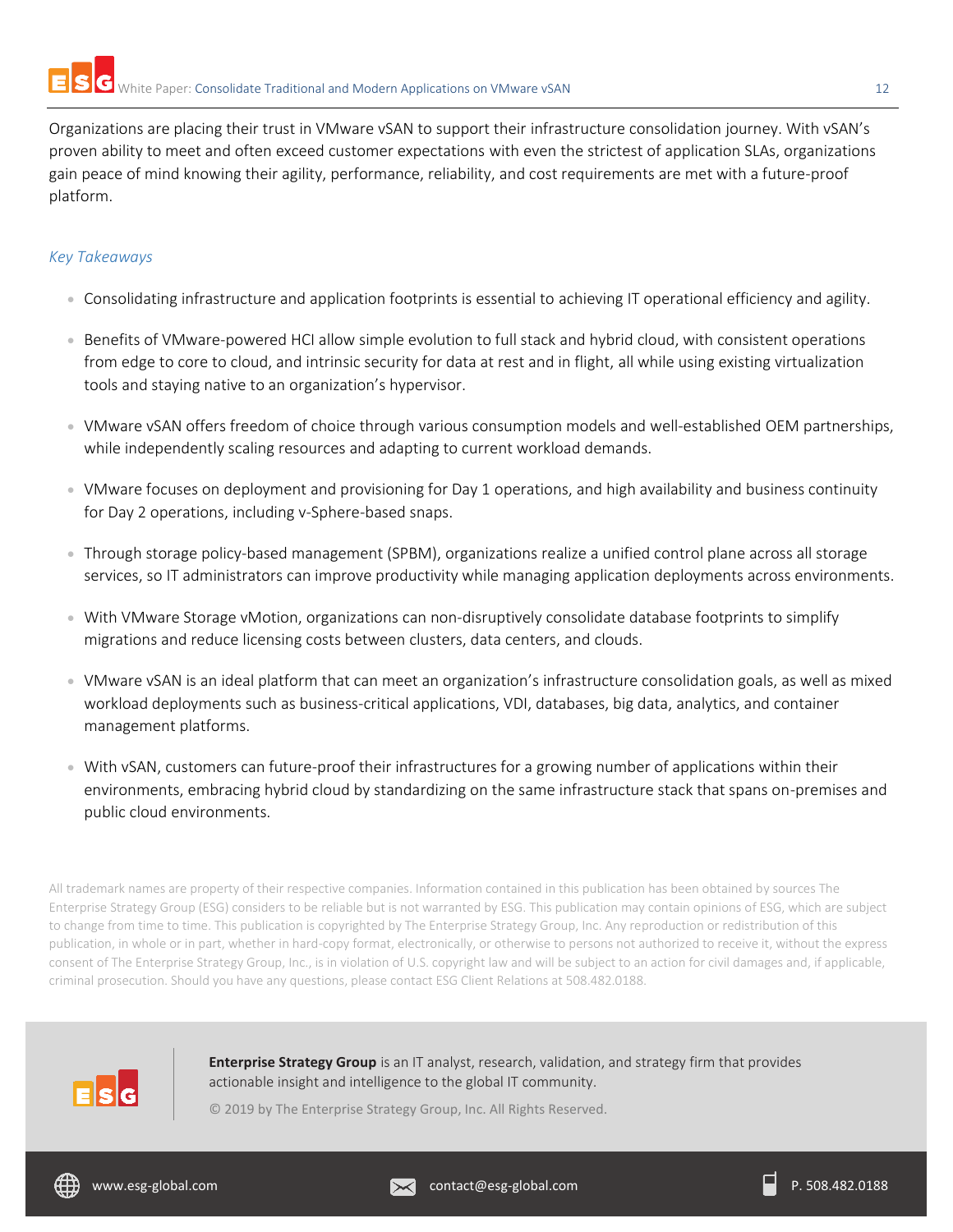Organizations are placing their trust in VMware vSAN to support their infrastructure consolidation journey. With vSAN's proven ability to meet and often exceed customer expectations with even the strictest of application SLAs, organizations gain peace of mind knowing their agility, performance, reliability, and cost requirements are met with a future-proof platform.

### *Key Takeaways*

- Consolidating infrastructure and application footprints is essential to achieving IT operational efficiency and agility.
- Benefits of VMware-powered HCI allow simple evolution to full stack and hybrid cloud, with consistent operations from edge to core to cloud, and intrinsic security for data at rest and in flight, all while using existing virtualization tools and staying native to an organization's hypervisor.
- VMware vSAN offers freedom of choice through various consumption models and well-established OEM partnerships, while independently scaling resources and adapting to current workload demands.
- VMware focuses on deployment and provisioning for Day 1 operations, and high availability and business continuity for Day 2 operations, including v-Sphere-based snaps.
- Through storage policy-based management (SPBM), organizations realize a unified control plane across all storage services, so IT administrators can improve productivity while managing application deployments across environments.
- With VMware Storage vMotion, organizations can non-disruptively consolidate database footprints to simplify migrations and reduce licensing costs between clusters, data centers, and clouds.
- VMware vSAN is an ideal platform that can meet an organization's infrastructure consolidation goals, as well as mixed workload deployments such as business-critical applications, VDI, databases, big data, analytics, and container management platforms.
- With vSAN, customers can future-proof their infrastructures for a growing number of applications within their environments, embracing hybrid cloud by standardizing on the same infrastructure stack that spans on-premises and public cloud environments.

All trademark names are property of their respective companies. Information contained in this publication has been obtained by sources The Enterprise Strategy Group (ESG) considers to be reliable but is not warranted by ESG. This publication may contain opinions of ESG, which are subject to change from time to time. This publication is copyrighted by The Enterprise Strategy Group, Inc. Any reproduction or redistribution of this publication, in whole or in part, whether in hard-copy format, electronically, or otherwise to persons not authorized to receive it, without the express consent of The Enterprise Strategy Group, Inc., is in violation of U.S. copyright law and will be subject to an action for civil damages and, if applicable, criminal prosecution. Should you have any questions, please contact ESG Client Relations at 508.482.0188.

**Enterprise Strategy Group** is an IT analyst, research, validation, and strategy firm that provides actionable insight and intelligence to the global IT community.

© 2019 by The Enterprise Strategy Group, Inc. All Rights Reserved.

www.esg-global.com contact@esg-global.com P. 508.482.0188